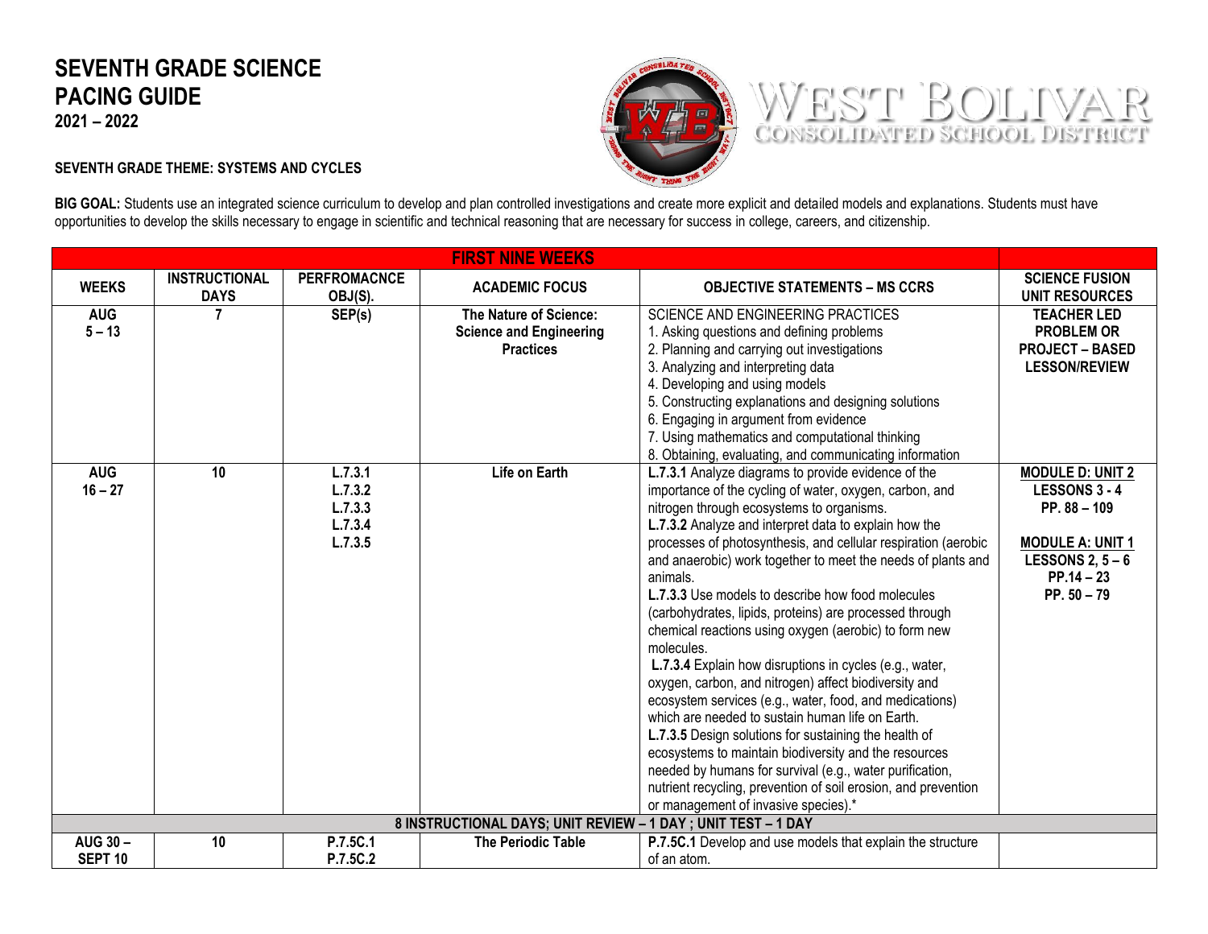# SEVENTH GRADE SCIENCE PACING GUIDE
**2021 – 2022**

WEST BOLIVAR CONSOLIDATED SCHOOL DISTRICT

**SEVENTH GRADE THEME: SYSTEMS AND CYCLES**

**BIG GOAL:** Students use an integrated science curriculum to develop and plan controlled investigations and create more explicit and detailed models and explanations. Students must have opportunities to develop the skills necessary to engage in scientific and technical reasoning that are necessary for success in college, careers, and citizenship.

| FIRST NINE WEEKS | | | | | |
|---|---|---|---|---|---|
| **WEEKS** | **INSTRUCTIONAL DAYS** | **PERFROMACNCE OBJ(S).** | **ACADEMIC FOCUS** | **OBJECTIVE STATEMENTS – MS CCRS** | **SCIENCE FUSION UNIT RESOURCES** |
| **AUG 5 – 13** | **7** | **SEP(s)** | **The Nature of Science: Science and Engineering Practices** | SCIENCE AND ENGINEERING PRACTICES<br>1. Asking questions and defining problems<br>2. Planning and carrying out investigations<br>3. Analyzing and interpreting data<br>4. Developing and using models<br>5. Constructing explanations and designing solutions<br>6. Engaging in argument from evidence<br>7. Using mathematics and computational thinking<br>8. Obtaining, evaluating, and communicating information | **TEACHER LED PROBLEM OR PROJECT – BASED LESSON/REVIEW** |
| **AUG 16 – 27** | **10** | **L.7.3.1<br>L.7.3.2<br>L.7.3.3<br>L.7.3.4<br>L.7.3.5** | **Life on Earth** | **L.7.3.1** Analyze diagrams to provide evidence of the importance of the cycling of water, oxygen, carbon, and nitrogen through ecosystems to organisms.<br>**L.7.3.2** Analyze and interpret data to explain how the processes of photosynthesis, and cellular respiration (aerobic and anaerobic) work together to meet the needs of plants and animals.<br>**L.7.3.3** Use models to describe how food molecules (carbohydrates, lipids, proteins) are processed through chemical reactions using oxygen (aerobic) to form new molecules.<br>**L.7.3.4** Explain how disruptions in cycles (e.g., water, oxygen, carbon, and nitrogen) affect biodiversity and ecosystem services (e.g., water, food, and medications) which are needed to sustain human life on Earth.<br>**L.7.3.5** Design solutions for sustaining the health of ecosystems to maintain biodiversity and the resources needed by humans for survival (e.g., water purification, nutrient recycling, prevention of soil erosion, and prevention or management of invasive species).* | **MODULE D: UNIT 2<br>LESSONS 3 - 4<br>PP. 88 – 109<br><br>MODULE A: UNIT 1<br>LESSONS 2, 5 – 6<br>PP.14 – 23<br>PP. 50 – 79** |
| **8 INSTRUCTIONAL DAYS; UNIT REVIEW – 1 DAY ; UNIT TEST – 1 DAY** | | | | | |
| **AUG 30 – SEPT 10** | **10** | **P.7.5C.1<br>P.7.5C.2** | **The Periodic Table** | **P.7.5C.1** Develop and use models that explain the structure of an atom. | |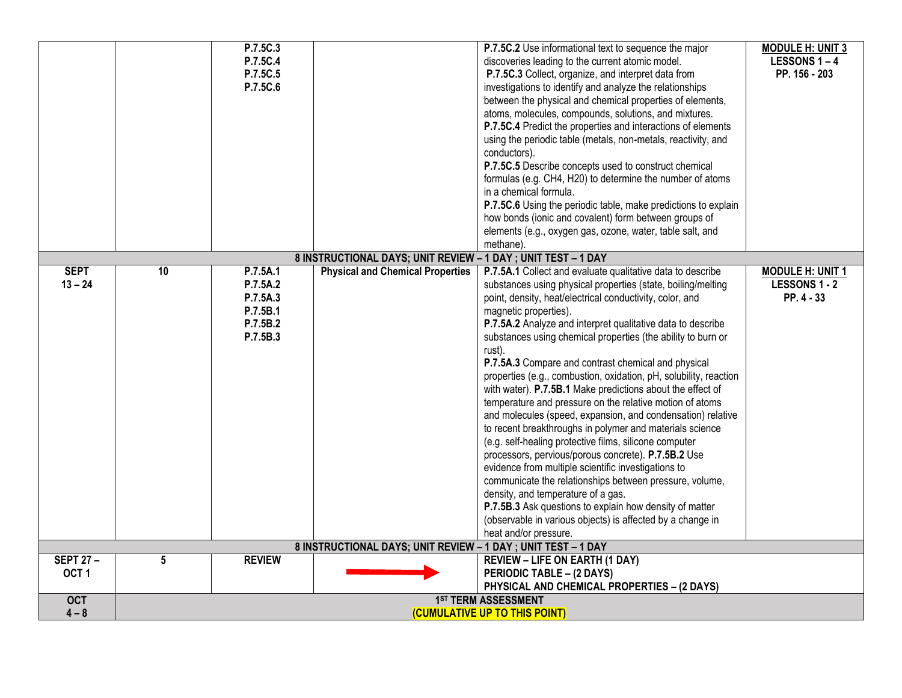| | | | | | |
|---|---|---|---|---|---|
| | | P.7.5C.3<br>P.7.5C.4<br>P.7.5C.5<br>P.7.5C.6 | | **P.7.5C.2** Use informational text to sequence the major discoveries leading to the current atomic model.<br>**P.7.5C.3** Collect, organize, and interpret data from investigations to identify and analyze the relationships between the physical and chemical properties of elements, atoms, molecules, compounds, solutions, and mixtures.<br>**P.7.5C.4** Predict the properties and interactions of elements using the periodic table (metals, non-metals, reactivity, and conductors).<br>**P.7.5C.5** Describe concepts used to construct chemical formulas (e.g. CH4, H20) to determine the number of atoms in a chemical formula.<br>**P.7.5C.6** Using the periodic table, make predictions to explain how bonds (ionic and covalent) form between groups of elements (e.g., oxygen gas, ozone, water, table salt, and methane). | **MODULE H: UNIT 3**<br>**LESSONS 1 – 4**<br>**PP. 156 - 203** |
| **8 INSTRUCTIONAL DAYS; UNIT REVIEW – 1 DAY ; UNIT TEST – 1 DAY** | | | | | |
| **SEPT 13 – 24** | **10** | **P.7.5A.1**<br>**P.7.5A.2**<br>**P.7.5A.3**<br>**P.7.5B.1**<br>**P.7.5B.2**<br>**P.7.5B.3** | **Physical and Chemical Properties** | **P.7.5A.1** Collect and evaluate qualitative data to describe substances using physical properties (state, boiling/melting point, density, heat/electrical conductivity, color, and magnetic properties).<br>**P.7.5A.2** Analyze and interpret qualitative data to describe substances using chemical properties (the ability to burn or rust).<br>**P.7.5A.3** Compare and contrast chemical and physical properties (e.g., combustion, oxidation, pH, solubility, reaction with water). **P.7.5B.1** Make predictions about the effect of temperature and pressure on the relative motion of atoms and molecules (speed, expansion, and condensation) relative to recent breakthroughs in polymer and materials science (e.g. self-healing protective films, silicone computer processors, pervious/porous concrete). **P.7.5B.2** Use evidence from multiple scientific investigations to communicate the relationships between pressure, volume, density, and temperature of a gas.<br>**P.7.5B.3** Ask questions to explain how density of matter (observable in various objects) is affected by a change in heat and/or pressure. | **MODULE H: UNIT 1**<br>**LESSONS 1 - 2**<br>**PP. 4 - 33** |
| **8 INSTRUCTIONAL DAYS; UNIT REVIEW – 1 DAY ; UNIT TEST – 1 DAY** | | | | | |
| **SEPT 27 – OCT 1** | **5** | **REVIEW** | → | **REVIEW – LIFE ON EARTH (1 DAY)**<br>**PERIODIC TABLE – (2 DAYS)**<br>**PHYSICAL AND CHEMICAL PROPERTIES – (2 DAYS)** | |
| **OCT 4 – 8** | **1ST TERM ASSESSMENT (CUMULATIVE UP TO THIS POINT)** | | | | |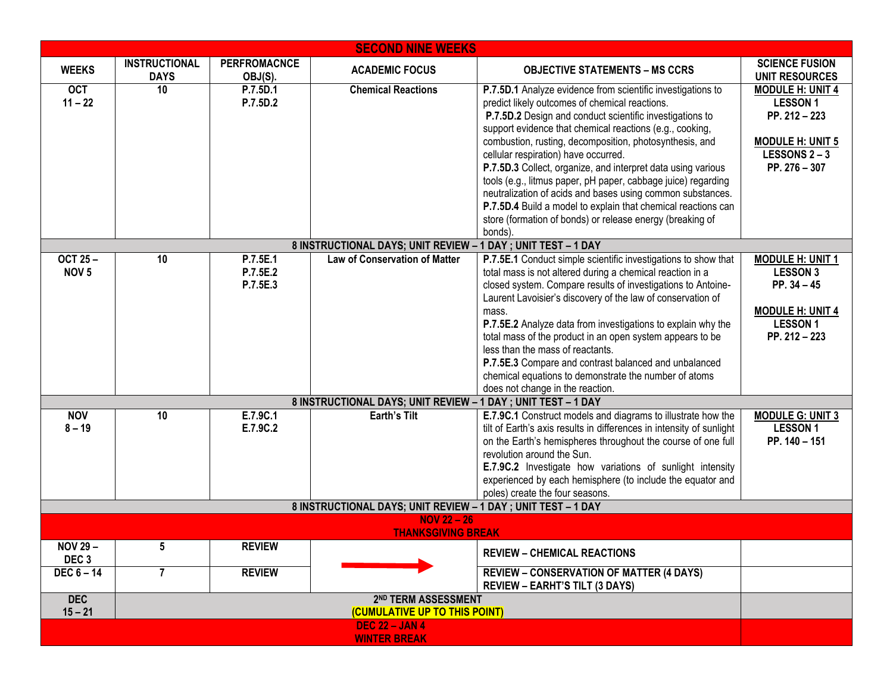| SECOND NINE WEEKS | | | | | |
|---|---|---|---|---|---|
| **WEEKS** | **INSTRUCTIONAL DAYS** | **PERFROMACNCE OBJ(S).** | **ACADEMIC FOCUS** | **OBJECTIVE STATEMENTS – MS CCRS** | **SCIENCE FUSION UNIT RESOURCES** |
| **OCT 11 – 22** | **10** | **P.7.5D.1** **P.7.5D.2** | **Chemical Reactions** | **P.7.5D.1** Analyze evidence from scientific investigations to predict likely outcomes of chemical reactions. **P.7.5D.2** Design and conduct scientific investigations to support evidence that chemical reactions (e.g., cooking, combustion, rusting, decomposition, photosynthesis, and cellular respiration) have occurred. **P.7.5D.3** Collect, organize, and interpret data using various tools (e.g., litmus paper, pH paper, cabbage juice) regarding neutralization of acids and bases using common substances. **P.7.5D.4** Build a model to explain that chemical reactions can store (formation of bonds) or release energy (breaking of bonds). | **MODULE H: UNIT 4** **LESSON 1** **PP. 212 – 223** **MODULE H: UNIT 5** **LESSONS 2 – 3** **PP. 276 – 307** |
| **8 INSTRUCTIONAL DAYS; UNIT REVIEW – 1 DAY ; UNIT TEST – 1 DAY** | | | | | |
| **OCT 25 – NOV 5** | **10** | **P.7.5E.1** **P.7.5E.2** **P.7.5E.3** | **Law of Conservation of Matter** | **P.7.5E.1** Conduct simple scientific investigations to show that total mass is not altered during a chemical reaction in a closed system. Compare results of investigations to Antoine-Laurent Lavoisier's discovery of the law of conservation of mass. **P.7.5E.2** Analyze data from investigations to explain why the total mass of the product in an open system appears to be less than the mass of reactants. **P.7.5E.3** Compare and contrast balanced and unbalanced chemical equations to demonstrate the number of atoms does not change in the reaction. | **MODULE H: UNIT 1** **LESSON 3** **PP. 34 – 45** **MODULE H: UNIT 4** **LESSON 1** **PP. 212 – 223** |
| **8 INSTRUCTIONAL DAYS; UNIT REVIEW – 1 DAY ; UNIT TEST – 1 DAY** | | | | | |
| **NOV 8 – 19** | **10** | **E.7.9C.1** **E.7.9C.2** | **Earth's Tilt** | **E.7.9C.1** Construct models and diagrams to illustrate how the tilt of Earth's axis results in differences in intensity of sunlight on the Earth's hemispheres throughout the course of one full revolution around the Sun. **E.7.9C.2** Investigate how variations of sunlight intensity experienced by each hemisphere (to include the equator and poles) create the four seasons. | **MODULE G: UNIT 3** **LESSON 1** **PP. 140 – 151** |
| **8 INSTRUCTIONAL DAYS; UNIT REVIEW – 1 DAY ; UNIT TEST – 1 DAY** | | | | | |
| **NOV 22 – 26 THANKSGIVING BREAK** | | | | | |
| **NOV 29 – DEC 3** | **5** | **REVIEW** | → | **REVIEW – CHEMICAL REACTIONS** | |
| **DEC 6 – 14** | **7** | **REVIEW** | | **REVIEW – CONSERVATION OF MATTER (4 DAYS)** **REVIEW – EARHT'S TILT (3 DAYS)** | |
| **DEC 15 – 21** | **2ND TERM ASSESSMENT (CUMULATIVE UP TO THIS POINT)** | | | | |
| **DEC 22 – JAN 4 WINTER BREAK** | | | | | |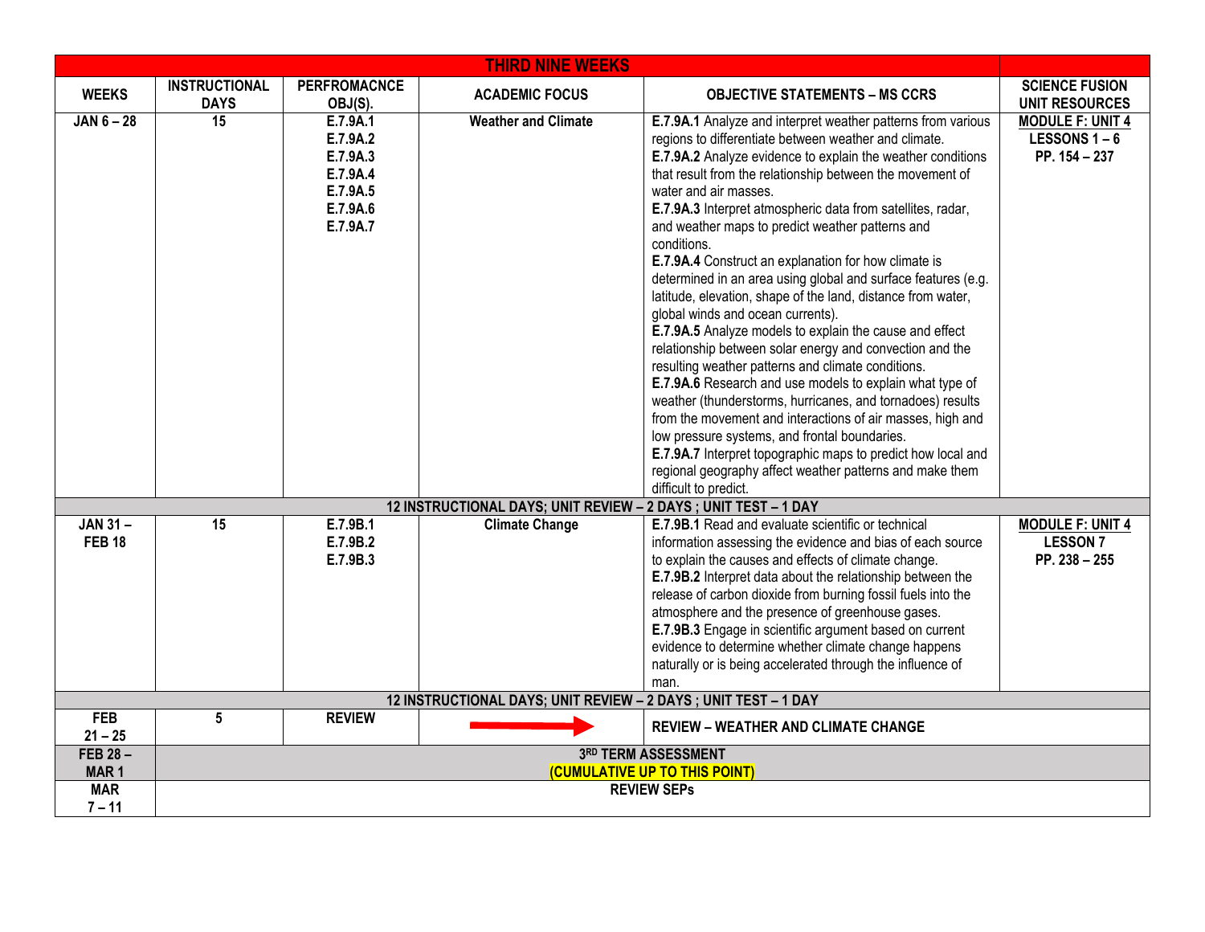| THIRD NINE WEEKS | | | | | |
|---|---|---|---|---|---|
| **WEEKS** | **INSTRUCTIONAL DAYS** | **PERFROMACNCE OBJ(S).** | **ACADEMIC FOCUS** | **OBJECTIVE STATEMENTS – MS CCRS** | **SCIENCE FUSION UNIT RESOURCES** |
| **JAN 6 – 28** | **15** | **E.7.9A.1**<br>**E.7.9A.2**<br>**E.7.9A.3**<br>**E.7.9A.4**<br>**E.7.9A.5**<br>**E.7.9A.6**<br>**E.7.9A.7** | **Weather and Climate** | **E.7.9A.1** Analyze and interpret weather patterns from various regions to differentiate between weather and climate.<br>**E.7.9A.2** Analyze evidence to explain the weather conditions that result from the relationship between the movement of water and air masses.<br>**E.7.9A.3** Interpret atmospheric data from satellites, radar, and weather maps to predict weather patterns and conditions.<br>**E.7.9A.4** Construct an explanation for how climate is determined in an area using global and surface features (e.g. latitude, elevation, shape of the land, distance from water, global winds and ocean currents).<br>**E.7.9A.5** Analyze models to explain the cause and effect relationship between solar energy and convection and the resulting weather patterns and climate conditions.<br>**E.7.9A.6** Research and use models to explain what type of weather (thunderstorms, hurricanes, and tornadoes) results from the movement and interactions of air masses, high and low pressure systems, and frontal boundaries.<br>**E.7.9A.7** Interpret topographic maps to predict how local and regional geography affect weather patterns and make them difficult to predict. | **MODULE F: UNIT 4**<br>**LESSONS 1 – 6**<br>**PP. 154 – 237** |
| **12 INSTRUCTIONAL DAYS; UNIT REVIEW – 2 DAYS ; UNIT TEST – 1 DAY** | | | | | |
| **JAN 31 – FEB 18** | **15** | **E.7.9B.1**<br>**E.7.9B.2**<br>**E.7.9B.3** | **Climate Change** | **E.7.9B.1** Read and evaluate scientific or technical information assessing the evidence and bias of each source to explain the causes and effects of climate change.<br>**E.7.9B.2** Interpret data about the relationship between the release of carbon dioxide from burning fossil fuels into the atmosphere and the presence of greenhouse gases.<br>**E.7.9B.3** Engage in scientific argument based on current evidence to determine whether climate change happens naturally or is being accelerated through the influence of man. | **MODULE F: UNIT 4**<br>**LESSON 7**<br>**PP. 238 – 255** |
| **12 INSTRUCTIONAL DAYS; UNIT REVIEW – 2 DAYS ; UNIT TEST – 1 DAY** | | | | | |
| **FEB 21 – 25** | **5** | **REVIEW** | → | **REVIEW – WEATHER AND CLIMATE CHANGE** | |
| **FEB 28 – MAR 1** | **3RD TERM ASSESSMENT (CUMULATIVE UP TO THIS POINT)** | | | | |
| **MAR 7 – 11** | **REVIEW SEPs** | | | | |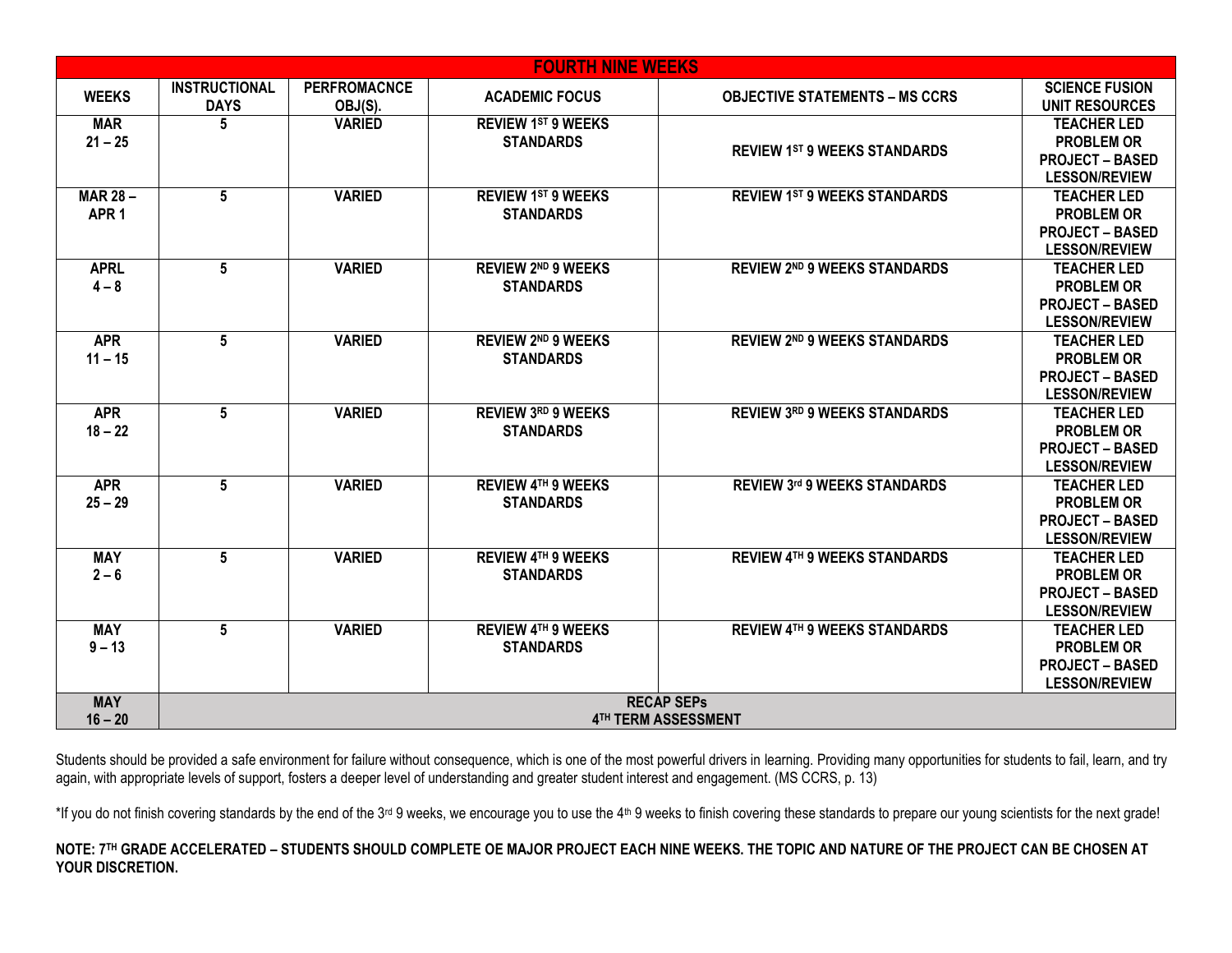| FOURTH NINE WEEKS | | | | | |
|---|---|---|---|---|---|
| **WEEKS** | **INSTRUCTIONAL DAYS** | **PERFROMACNCE OBJ(S).** | **ACADEMIC FOCUS** | **OBJECTIVE STATEMENTS – MS CCRS** | **SCIENCE FUSION UNIT RESOURCES** |
| **MAR 21 – 25** | **5** | **VARIED** | **REVIEW 1ST 9 WEEKS STANDARDS** | **REVIEW 1ST 9 WEEKS STANDARDS** | **TEACHER LED PROBLEM OR PROJECT – BASED LESSON/REVIEW** |
| **MAR 28 – APR 1** | **5** | **VARIED** | **REVIEW 1ST 9 WEEKS STANDARDS** | **REVIEW 1ST 9 WEEKS STANDARDS** | **TEACHER LED PROBLEM OR PROJECT – BASED LESSON/REVIEW** |
| **APRL 4 – 8** | **5** | **VARIED** | **REVIEW 2ND 9 WEEKS STANDARDS** | **REVIEW 2ND 9 WEEKS STANDARDS** | **TEACHER LED PROBLEM OR PROJECT – BASED LESSON/REVIEW** |
| **APR 11 – 15** | **5** | **VARIED** | **REVIEW 2ND 9 WEEKS STANDARDS** | **REVIEW 2ND 9 WEEKS STANDARDS** | **TEACHER LED PROBLEM OR PROJECT – BASED LESSON/REVIEW** |
| **APR 18 – 22** | **5** | **VARIED** | **REVIEW 3RD 9 WEEKS STANDARDS** | **REVIEW 3RD 9 WEEKS STANDARDS** | **TEACHER LED PROBLEM OR PROJECT – BASED LESSON/REVIEW** |
| **APR 25 – 29** | **5** | **VARIED** | **REVIEW 4TH 9 WEEKS STANDARDS** | **REVIEW 3rd 9 WEEKS STANDARDS** | **TEACHER LED PROBLEM OR PROJECT – BASED LESSON/REVIEW** |
| **MAY 2 – 6** | **5** | **VARIED** | **REVIEW 4TH 9 WEEKS STANDARDS** | **REVIEW 4TH 9 WEEKS STANDARDS** | **TEACHER LED PROBLEM OR PROJECT – BASED LESSON/REVIEW** |
| **MAY 9 – 13** | **5** | **VARIED** | **REVIEW 4TH 9 WEEKS STANDARDS** | **REVIEW 4TH 9 WEEKS STANDARDS** | **TEACHER LED PROBLEM OR PROJECT – BASED LESSON/REVIEW** |
| **MAY 16 – 20** | **RECAP SEPs 4TH TERM ASSESSMENT** | | | | |

Students should be provided a safe environment for failure without consequence, which is one of the most powerful drivers in learning. Providing many opportunities for students to fail, learn, and try again, with appropriate levels of support, fosters a deeper level of understanding and greater student interest and engagement. (MS CCRS, p. 13)

*If you do not finish covering standards by the end of the 3rd 9 weeks, we encourage you to use the 4th 9 weeks to finish covering these standards to prepare our young scientists for the next grade!

**NOTE: 7TH GRADE ACCELERATED – STUDENTS SHOULD COMPLETE OE MAJOR PROJECT EACH NINE WEEKS. THE TOPIC AND NATURE OF THE PROJECT CAN BE CHOSEN AT YOUR DISCRETION.**